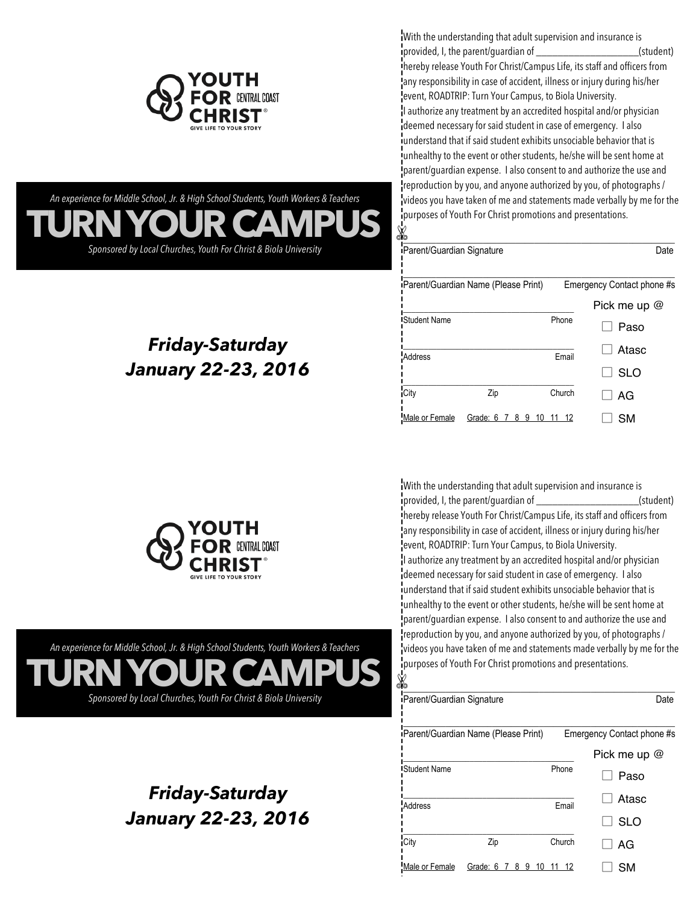YOUTH FOR CHRIST® CENTRAL COAST
GIVE LIFE TO YOUR STORY

*An experience for Middle School, Jr. & High School Students, Youth Workers & Teachers*

# TURN YOUR CAMPUS

*Sponsored by Local Churches, Youth For Christ & Biola University*

## *Friday-Saturday January 22-23, 2016*

With the understanding that adult supervision and insurance is provided, I, the parent/guardian of ______________________(student) hereby release Youth For Christ/Campus Life, its staff and officers from any responsibility in case of accident, illness or injury during his/her event, ROADTRIP: Turn Your Campus, to Biola University.
I authorize any treatment by an accredited hospital and/or physician deemed necessary for said student in case of emergency. I also understand that if said student exhibits unsociable behavior that is unhealthy to the event or other students, he/she will be sent home at parent/guardian expense. I also consent to and authorize the use and reproduction by you, and anyone authorized by you, of photographs / videos you have taken of me and statements made verbally by me for the purposes of Youth For Christ promotions and presentations.

Parent/Guardian Signature ______________________ Date ________

Parent/Guardian Name (Please Print) ______________________ Emergency Contact phone #s ________

Student Name ______________________ Phone ________

Address ______________________ Email ________

City ________ Zip ________ Church ________

Male or Female Grade: 6 7 8 9 10 11 12

Pick me up @
- ☐ Paso
- ☐ Atasc
- ☐ SLO
- ☐ AG
- ☐ SM

---

YOUTH FOR CHRIST® CENTRAL COAST
GIVE LIFE TO YOUR STORY

*An experience for Middle School, Jr. & High School Students, Youth Workers & Teachers*

# TURN YOUR CAMPUS

*Sponsored by Local Churches, Youth For Christ & Biola University*

## *Friday-Saturday January 22-23, 2016*

With the understanding that adult supervision and insurance is provided, I, the parent/guardian of ______________________(student) hereby release Youth For Christ/Campus Life, its staff and officers from any responsibility in case of accident, illness or injury during his/her event, ROADTRIP: Turn Your Campus, to Biola University.
I authorize any treatment by an accredited hospital and/or physician deemed necessary for said student in case of emergency. I also understand that if said student exhibits unsociable behavior that is unhealthy to the event or other students, he/she will be sent home at parent/guardian expense. I also consent to and authorize the use and reproduction by you, and anyone authorized by you, of photographs / videos you have taken of me and statements made verbally by me for the purposes of Youth For Christ promotions and presentations.

Parent/Guardian Signature ______________________ Date ________

Parent/Guardian Name (Please Print) ______________________ Emergency Contact phone #s ________

Student Name ______________________ Phone ________

Address ______________________ Email ________

City ________ Zip ________ Church ________

Male or Female Grade: 6 7 8 9 10 11 12

Pick me up @
- ☐ Paso
- ☐ Atasc
- ☐ SLO
- ☐ AG
- ☐ SM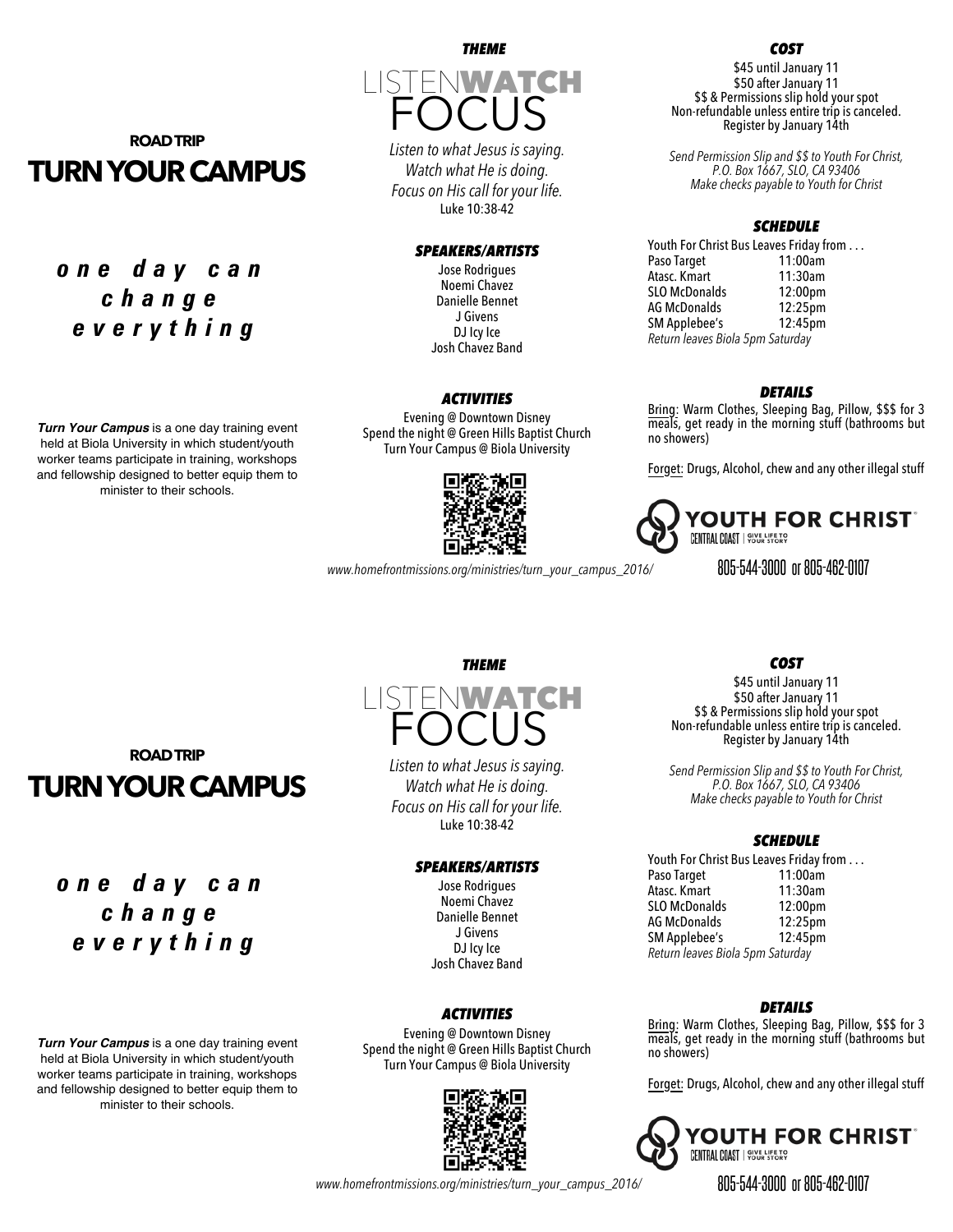## ROAD TRIP

# TURN YOUR CAMPUS

***one day can change everything***

***Turn Your Campus*** is a one day training event held at Biola University in which student/youth worker teams participate in training, workshops and fellowship designed to better equip them to minister to their schools.

### *THEME*

LISTEN**WATCH**
FOCUS

*Listen to what Jesus is saying.*
*Watch what He is doing.*
*Focus on His call for your life.*
Luke 10:38-42

### *SPEAKERS/ARTISTS*

Jose Rodrigues
Noemi Chavez
Danielle Bennet
J Givens
DJ Icy Ice
Josh Chavez Band

### *ACTIVITIES*

Evening @ Downtown Disney
Spend the night @ Green Hills Baptist Church
Turn Your Campus @ Biola University

*www.homefrontmissions.org/ministries/turn_your_campus_2016/*

### *COST*

$45 until January 11
$50 after January 11
$$ & Permissions slip hold your spot
Non-refundable unless entire trip is canceled.
Register by January 14th

*Send Permission Slip and $$ to Youth For Christ, P.O. Box 1667, SLO, CA 93406*
*Make checks payable to Youth for Christ*

### *SCHEDULE*

Youth For Christ Bus Leaves Friday from . . .

| | |
|---|---|
| Paso Target | 11:00am |
| Atasc. Kmart | 11:30am |
| SLO McDonalds | 12:00pm |
| AG McDonalds | 12:25pm |
| SM Applebee's | 12:45pm |

*Return leaves Biola 5pm Saturday*

### *DETAILS*

Bring: Warm Clothes, Sleeping Bag, Pillow, $$$ for 3 meals, get ready in the morning stuff (bathrooms but no showers)

Forget: Drugs, Alcohol, chew and any other illegal stuff

YOUTH FOR CHRIST
CENTRAL COAST | GIVE LIFE TO YOUR STORY

805-544-3000 or 805-462-0107

## ROAD TRIP

# TURN YOUR CAMPUS

***one day can change everything***

***Turn Your Campus*** is a one day training event held at Biola University in which student/youth worker teams participate in training, workshops and fellowship designed to better equip them to minister to their schools.

### *THEME*

LISTEN**WATCH**
FOCUS

*Listen to what Jesus is saying.*
*Watch what He is doing.*
*Focus on His call for your life.*
Luke 10:38-42

### *SPEAKERS/ARTISTS*

Jose Rodrigues
Noemi Chavez
Danielle Bennet
J Givens
DJ Icy Ice
Josh Chavez Band

### *ACTIVITIES*

Evening @ Downtown Disney
Spend the night @ Green Hills Baptist Church
Turn Your Campus @ Biola University

*www.homefrontmissions.org/ministries/turn_your_campus_2016/*

### *COST*

$45 until January 11
$50 after January 11
$$ & Permissions slip hold your spot
Non-refundable unless entire trip is canceled.
Register by January 14th

*Send Permission Slip and $$ to Youth For Christ, P.O. Box 1667, SLO, CA 93406*
*Make checks payable to Youth for Christ*

### *SCHEDULE*

Youth For Christ Bus Leaves Friday from . . .

| | |
|---|---|
| Paso Target | 11:00am |
| Atasc. Kmart | 11:30am |
| SLO McDonalds | 12:00pm |
| AG McDonalds | 12:25pm |
| SM Applebee's | 12:45pm |

*Return leaves Biola 5pm Saturday*

### *DETAILS*

Bring: Warm Clothes, Sleeping Bag, Pillow, $$$ for 3 meals, get ready in the morning stuff (bathrooms but no showers)

Forget: Drugs, Alcohol, chew and any other illegal stuff

YOUTH FOR CHRIST
CENTRAL COAST | GIVE LIFE TO YOUR STORY

805-544-3000 or 805-462-0107